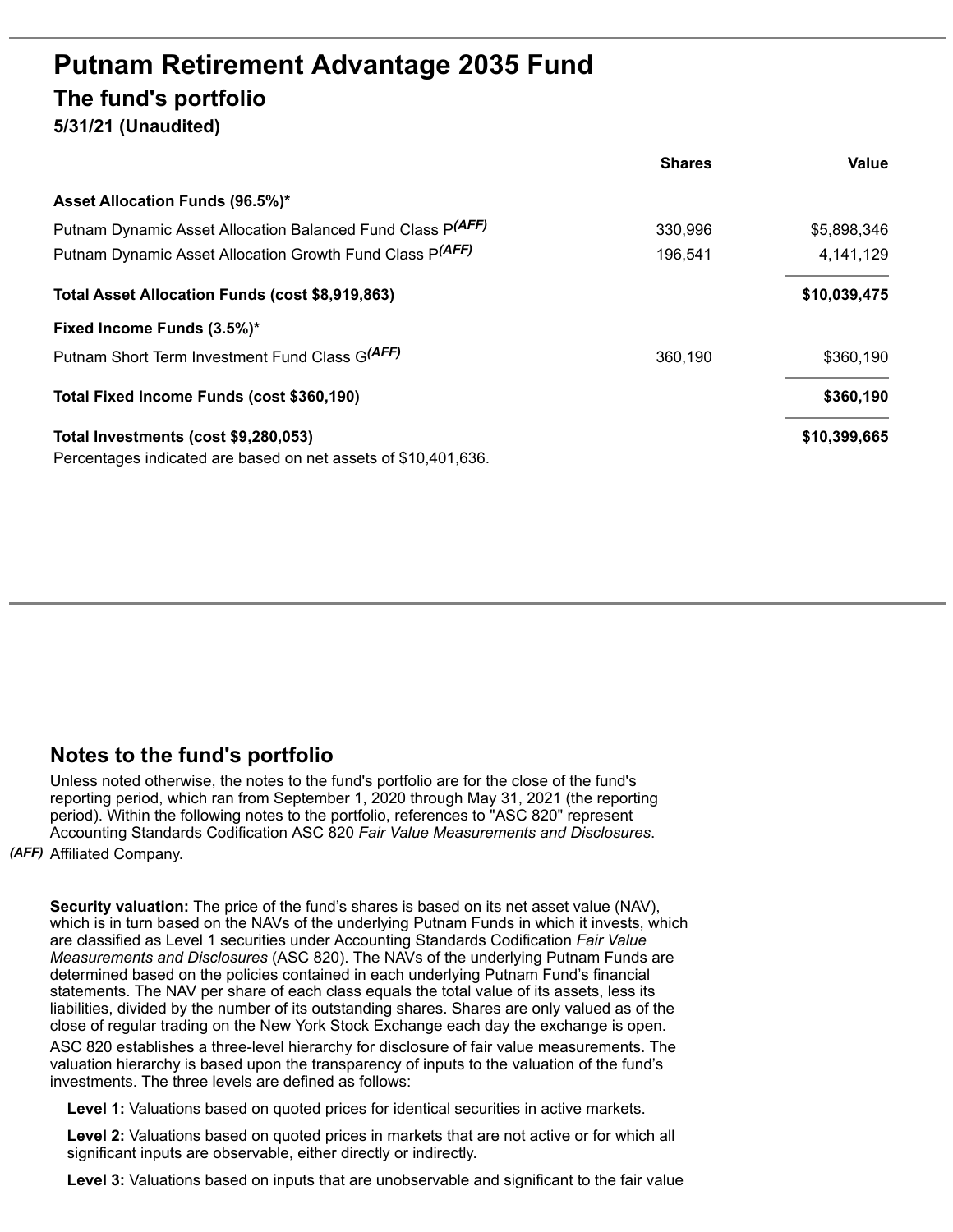# Putnam Retirement Advantage 2035 Fund

## The fund's portfolio

**5/31/21 (Unaudited)**

| | Shares | Value |
|---|---|---|
| **Asset Allocation Funds (96.5%)*** | | |
| Putnam Dynamic Asset Allocation Balanced Fund Class P*(AFF)* | 330,996 | $5,898,346 |
| Putnam Dynamic Asset Allocation Growth Fund Class P*(AFF)* | 196,541 | 4,141,129 |
| **Total Asset Allocation Funds (cost $8,919,863)** | | **$10,039,475** |
| **Fixed Income Funds (3.5%)*** | | |
| Putnam Short Term Investment Fund Class G*(AFF)* | 360,190 | $360,190 |
| **Total Fixed Income Funds (cost $360,190)** | | **$360,190** |
| **Total Investments (cost $9,280,053)** | | **$10,399,665** |

Percentages indicated are based on net assets of $10,401,636.

## Notes to the fund's portfolio

Unless noted otherwise, the notes to the fund's portfolio are for the close of the fund's reporting period, which ran from September 1, 2020 through May 31, 2021 (the reporting period). Within the following notes to the portfolio, references to "ASC 820" represent Accounting Standards Codification ASC 820 *Fair Value Measurements and Disclosures*.

*(AFF)* Affiliated Company.

**Security valuation:** The price of the fund's shares is based on its net asset value (NAV), which is in turn based on the NAVs of the underlying Putnam Funds in which it invests, which are classified as Level 1 securities under Accounting Standards Codification *Fair Value Measurements and Disclosures* (ASC 820). The NAVs of the underlying Putnam Funds are determined based on the policies contained in each underlying Putnam Fund's financial statements. The NAV per share of each class equals the total value of its assets, less its liabilities, divided by the number of its outstanding shares. Shares are only valued as of the close of regular trading on the New York Stock Exchange each day the exchange is open.

ASC 820 establishes a three-level hierarchy for disclosure of fair value measurements. The valuation hierarchy is based upon the transparency of inputs to the valuation of the fund's investments. The three levels are defined as follows:

**Level 1:** Valuations based on quoted prices for identical securities in active markets.

**Level 2:** Valuations based on quoted prices in markets that are not active or for which all significant inputs are observable, either directly or indirectly.

**Level 3:** Valuations based on inputs that are unobservable and significant to the fair value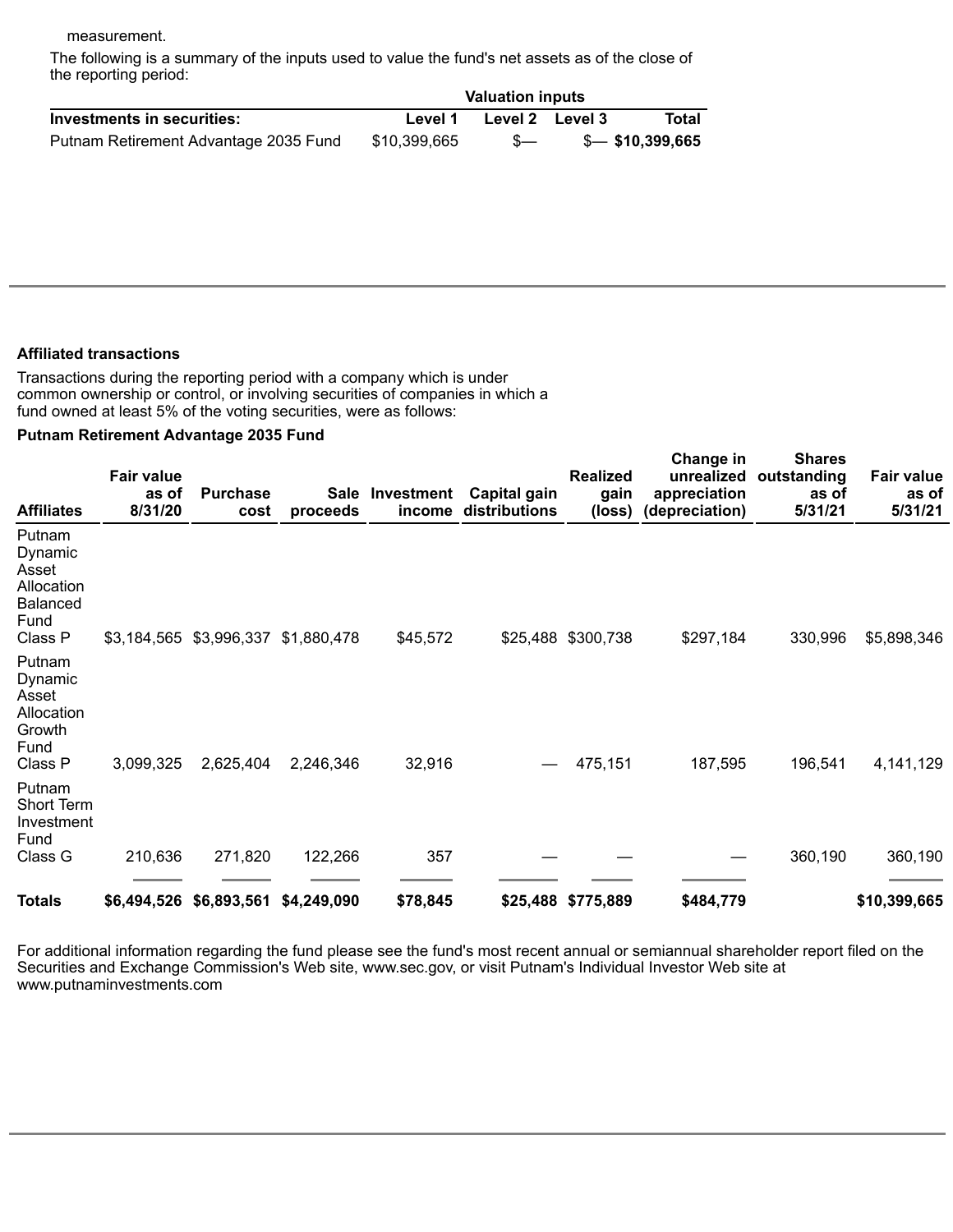measurement.

The following is a summary of the inputs used to value the fund's net assets as of the close of the reporting period:

| | Valuation inputs | | | |
|---|---|---|---|---|
| **Investments in securities:** | **Level 1** | **Level 2** | **Level 3** | **Total** |
| Putnam Retirement Advantage 2035 Fund | $10,399,665 | $— | $— | **$10,399,665** |

**Affiliated transactions**

Transactions during the reporting period with a company which is under common ownership or control, or involving securities of companies in which a fund owned at least 5% of the voting securities, were as follows:

**Putnam Retirement Advantage 2035 Fund**

| Affiliates | Fair value as of 8/31/20 | Purchase cost | Sale proceeds | Investment income | Capital gain distributions | Realized gain (loss) | Change in unrealized appreciation (depreciation) | Shares outstanding as of 5/31/21 | Fair value as of 5/31/21 |
|---|---|---|---|---|---|---|---|---|---|
| Putnam Dynamic Asset Allocation Balanced Fund Class P | $3,184,565 | $3,996,337 | $1,880,478 | $45,572 | $25,488 | $300,738 | $297,184 | 330,996 | $5,898,346 |
| Putnam Dynamic Asset Allocation Growth Fund Class P | 3,099,325 | 2,625,404 | 2,246,346 | 32,916 | — | 475,151 | 187,595 | 196,541 | 4,141,129 |
| Putnam Short Term Investment Fund Class G | 210,636 | 271,820 | 122,266 | 357 | — | — | — | 360,190 | 360,190 |
| **Totals** | **$6,494,526** | **$6,893,561** | **$4,249,090** | **$78,845** | **$25,488** | **$775,889** | **$484,779** | | **$10,399,665** |

For additional information regarding the fund please see the fund's most recent annual or semiannual shareholder report filed on the Securities and Exchange Commission's Web site, www.sec.gov, or visit Putnam's Individual Investor Web site at www.putnaminvestments.com